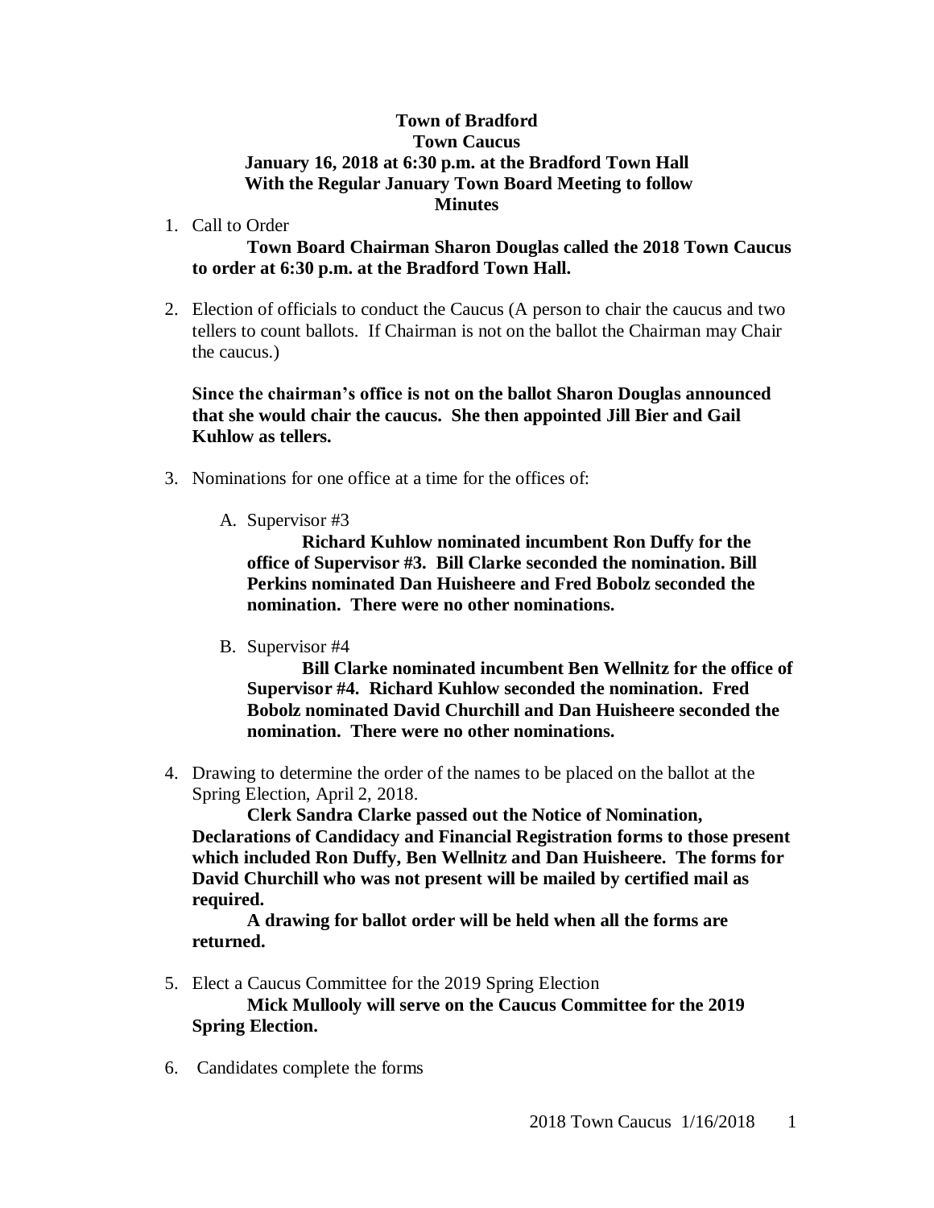**Town of Bradford**
**Town Caucus**
**January 16, 2018 at 6:30 p.m. at the Bradford Town Hall**
**With the Regular January Town Board Meeting to follow**
**Minutes**

1. Call to Order

   **Town Board Chairman Sharon Douglas called the 2018 Town Caucus to order at 6:30 p.m. at the Bradford Town Hall.**

2. Election of officials to conduct the Caucus (A person to chair the caucus and two tellers to count ballots. If Chairman is not on the ballot the Chairman may Chair the caucus.)

   **Since the chairman's office is not on the ballot Sharon Douglas announced that she would chair the caucus. She then appointed Jill Bier and Gail Kuhlow as tellers.**

3. Nominations for one office at a time for the offices of:

   A. Supervisor #3

      **Richard Kuhlow nominated incumbent Ron Duffy for the office of Supervisor #3. Bill Clarke seconded the nomination. Bill Perkins nominated Dan Huisheere and Fred Bobolz seconded the nomination. There were no other nominations.**

   B. Supervisor #4

      **Bill Clarke nominated incumbent Ben Wellnitz for the office of Supervisor #4. Richard Kuhlow seconded the nomination. Fred Bobolz nominated David Churchill and Dan Huisheere seconded the nomination. There were no other nominations.**

4. Drawing to determine the order of the names to be placed on the ballot at the Spring Election, April 2, 2018.

   **Clerk Sandra Clarke passed out the Notice of Nomination, Declarations of Candidacy and Financial Registration forms to those present which included Ron Duffy, Ben Wellnitz and Dan Huisheere. The forms for David Churchill who was not present will be mailed by certified mail as required.**

   **A drawing for ballot order will be held when all the forms are returned.**

5. Elect a Caucus Committee for the 2019 Spring Election

   **Mick Mullooly will serve on the Caucus Committee for the 2019 Spring Election.**

6. Candidates complete the forms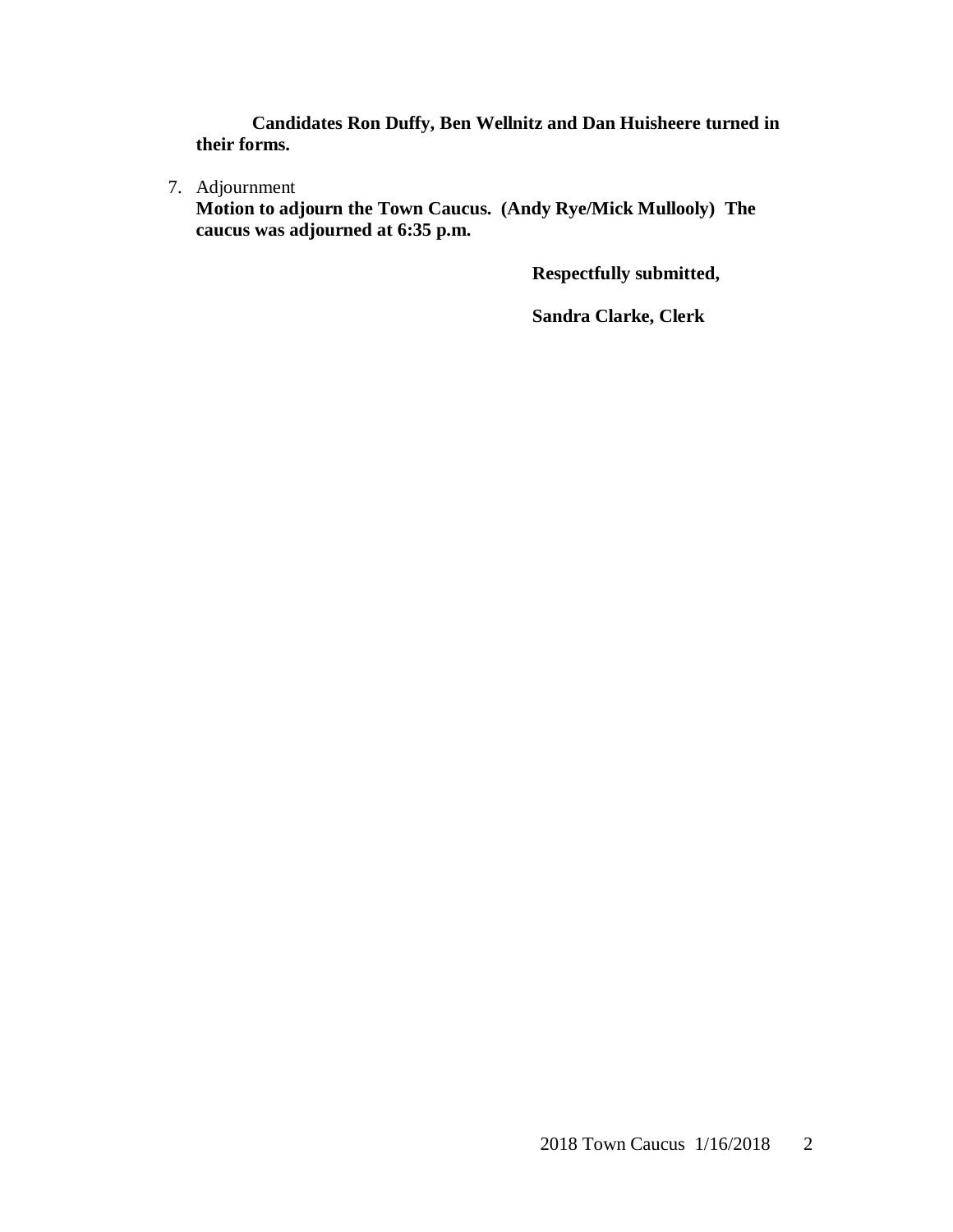**Candidates Ron Duffy, Ben Wellnitz and Dan Huisheere turned in their forms.**

7. Adjournment
   **Motion to adjourn the Town Caucus. (Andy Rye/Mick Mullooly) The caucus was adjourned at 6:35 p.m.**

**Respectfully submitted,**

**Sandra Clarke, Clerk**